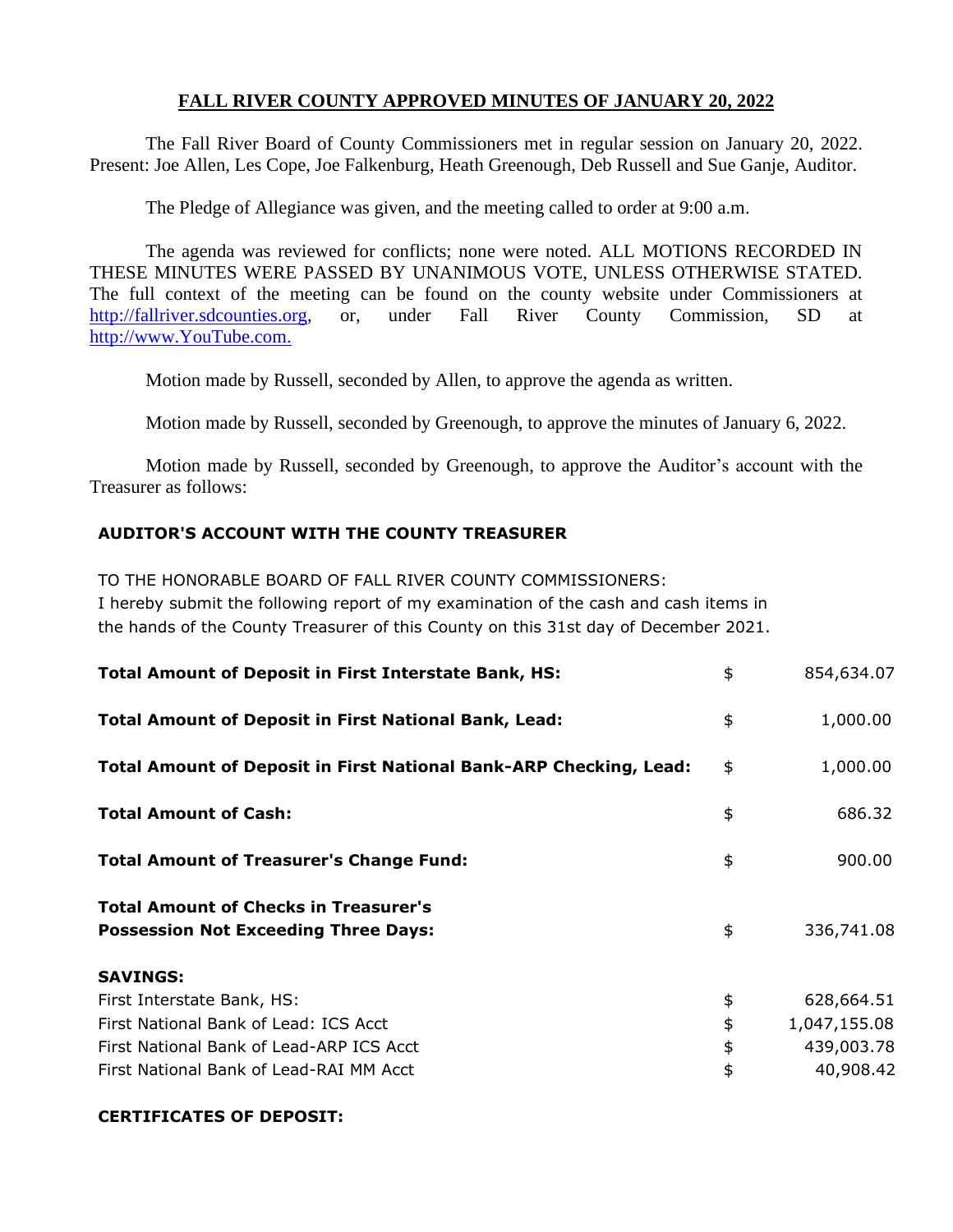# FALL RIVER COUNTY APPROVED MINUTES OF JANUARY 20, 2022

The Fall River Board of County Commissioners met in regular session on January 20, 2022. Present: Joe Allen, Les Cope, Joe Falkenburg, Heath Greenough, Deb Russell and Sue Ganje, Auditor.

The Pledge of Allegiance was given, and the meeting called to order at 9:00 a.m.

The agenda was reviewed for conflicts; none were noted. ALL MOTIONS RECORDED IN THESE MINUTES WERE PASSED BY UNANIMOUS VOTE, UNLESS OTHERWISE STATED. The full context of the meeting can be found on the county website under Commissioners at http://fallriver.sdcounties.org, or, under Fall River County Commission, SD at http://www.YouTube.com.

Motion made by Russell, seconded by Allen, to approve the agenda as written.

Motion made by Russell, seconded by Greenough, to approve the minutes of January 6, 2022.

Motion made by Russell, seconded by Greenough, to approve the Auditor's account with the Treasurer as follows:

## AUDITOR'S ACCOUNT WITH THE COUNTY TREASURER

TO THE HONORABLE BOARD OF FALL RIVER COUNTY COMMISSIONERS:
I hereby submit the following report of my examination of the cash and cash items in the hands of the County Treasurer of this County on this 31st day of December 2021.

| | | |
|---|---|---|
| **Total Amount of Deposit in First Interstate Bank, HS:** | $ | 854,634.07 |
| **Total Amount of Deposit in First National Bank, Lead:** | $ | 1,000.00 |
| **Total Amount of Deposit in First National Bank-ARP Checking, Lead:** | $ | 1,000.00 |
| **Total Amount of Cash:** | $ | 686.32 |
| **Total Amount of Treasurer's Change Fund:** | $ | 900.00 |
| **Total Amount of Checks in Treasurer's Possession Not Exceeding Three Days:** | $ | 336,741.08 |
| **SAVINGS:** | | |
| First Interstate Bank, HS: | $ | 628,664.51 |
| First National Bank of Lead: ICS Acct | $ | 1,047,155.08 |
| First National Bank of Lead-ARP ICS Acct | $ | 439,003.78 |
| First National Bank of Lead-RAI MM Acct | $ | 40,908.42 |

**CERTIFICATES OF DEPOSIT:**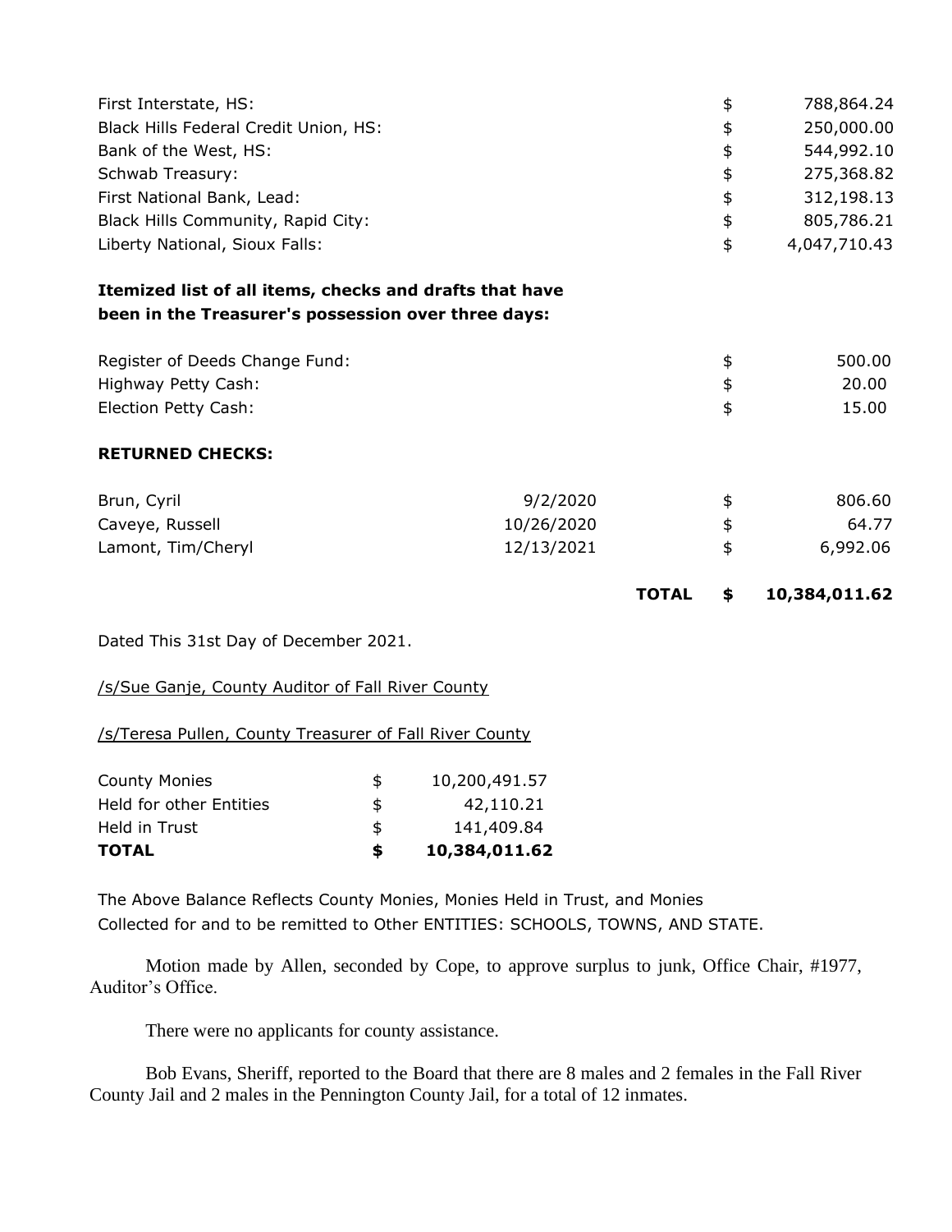| | | |
|---|---|---|
| First Interstate, HS: | $ | 788,864.24 |
| Black Hills Federal Credit Union, HS: | $ | 250,000.00 |
| Bank of the West, HS: | $ | 544,992.10 |
| Schwab Treasury: | $ | 275,368.82 |
| First National Bank, Lead: | $ | 312,198.13 |
| Black Hills Community, Rapid City: | $ | 805,786.21 |
| Liberty National, Sioux Falls: | $ | 4,047,710.43 |

**Itemized list of all items, checks and drafts that have been in the Treasurer's possession over three days:**

| | | |
|---|---|---|
| Register of Deeds Change Fund: | $ | 500.00 |
| Highway Petty Cash: | $ | 20.00 |
| Election Petty Cash: | $ | 15.00 |

**RETURNED CHECKS:**

| | | | | |
|---|---|---|---|---|
| Brun, Cyril | 9/2/2020 | | $ | 806.60 |
| Caveye, Russell | 10/26/2020 | | $ | 64.77 |
| Lamont, Tim/Cheryl | 12/13/2021 | | $ | 6,992.06 |
| | | **TOTAL** | **$** | **10,384,011.62** |

Dated This 31st Day of December 2021.

/s/Sue Ganje, County Auditor of Fall River County

/s/Teresa Pullen, County Treasurer of Fall River County

| | | |
|---|---|---|
| County Monies | $ | 10,200,491.57 |
| Held for other Entities | $ | 42,110.21 |
| Held in Trust | $ | 141,409.84 |
| **TOTAL** | **$** | **10,384,011.62** |

The Above Balance Reflects County Monies, Monies Held in Trust, and Monies Collected for and to be remitted to Other ENTITIES: SCHOOLS, TOWNS, AND STATE.

Motion made by Allen, seconded by Cope, to approve surplus to junk, Office Chair, #1977, Auditor's Office.

There were no applicants for county assistance.

Bob Evans, Sheriff, reported to the Board that there are 8 males and 2 females in the Fall River County Jail and 2 males in the Pennington County Jail, for a total of 12 inmates.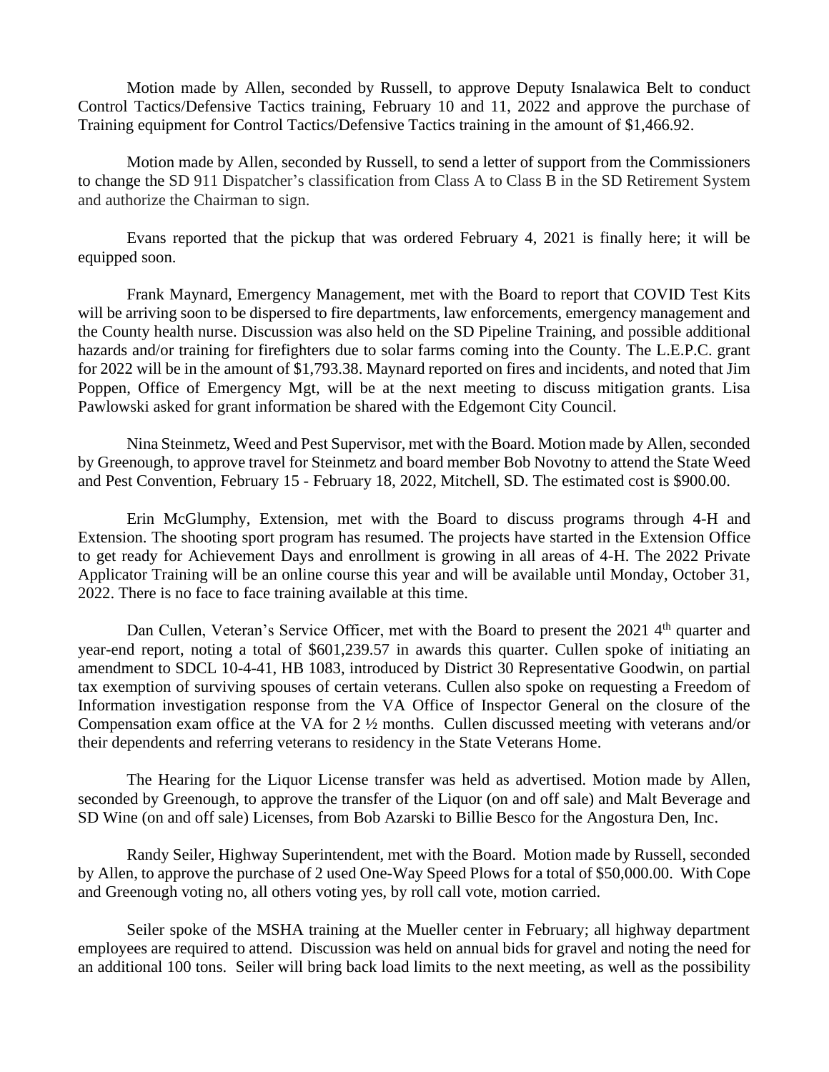Motion made by Allen, seconded by Russell, to approve Deputy Isnalawica Belt to conduct Control Tactics/Defensive Tactics training, February 10 and 11, 2022 and approve the purchase of Training equipment for Control Tactics/Defensive Tactics training in the amount of $1,466.92.

Motion made by Allen, seconded by Russell, to send a letter of support from the Commissioners to change the SD 911 Dispatcher's classification from Class A to Class B in the SD Retirement System and authorize the Chairman to sign.

Evans reported that the pickup that was ordered February 4, 2021 is finally here; it will be equipped soon.

Frank Maynard, Emergency Management, met with the Board to report that COVID Test Kits will be arriving soon to be dispersed to fire departments, law enforcements, emergency management and the County health nurse. Discussion was also held on the SD Pipeline Training, and possible additional hazards and/or training for firefighters due to solar farms coming into the County. The L.E.P.C. grant for 2022 will be in the amount of $1,793.38. Maynard reported on fires and incidents, and noted that Jim Poppen, Office of Emergency Mgt, will be at the next meeting to discuss mitigation grants. Lisa Pawlowski asked for grant information be shared with the Edgemont City Council.

Nina Steinmetz, Weed and Pest Supervisor, met with the Board. Motion made by Allen, seconded by Greenough, to approve travel for Steinmetz and board member Bob Novotny to attend the State Weed and Pest Convention, February 15 - February 18, 2022, Mitchell, SD. The estimated cost is $900.00.

Erin McGlumphy, Extension, met with the Board to discuss programs through 4-H and Extension. The shooting sport program has resumed. The projects have started in the Extension Office to get ready for Achievement Days and enrollment is growing in all areas of 4-H. The 2022 Private Applicator Training will be an online course this year and will be available until Monday, October 31, 2022. There is no face to face training available at this time.

Dan Cullen, Veteran's Service Officer, met with the Board to present the 2021 4th quarter and year-end report, noting a total of $601,239.57 in awards this quarter. Cullen spoke of initiating an amendment to SDCL 10-4-41, HB 1083, introduced by District 30 Representative Goodwin, on partial tax exemption of surviving spouses of certain veterans. Cullen also spoke on requesting a Freedom of Information investigation response from the VA Office of Inspector General on the closure of the Compensation exam office at the VA for 2 ½ months. Cullen discussed meeting with veterans and/or their dependents and referring veterans to residency in the State Veterans Home.

The Hearing for the Liquor License transfer was held as advertised. Motion made by Allen, seconded by Greenough, to approve the transfer of the Liquor (on and off sale) and Malt Beverage and SD Wine (on and off sale) Licenses, from Bob Azarski to Billie Besco for the Angostura Den, Inc.

Randy Seiler, Highway Superintendent, met with the Board. Motion made by Russell, seconded by Allen, to approve the purchase of 2 used One-Way Speed Plows for a total of $50,000.00. With Cope and Greenough voting no, all others voting yes, by roll call vote, motion carried.

Seiler spoke of the MSHA training at the Mueller center in February; all highway department employees are required to attend. Discussion was held on annual bids for gravel and noting the need for an additional 100 tons. Seiler will bring back load limits to the next meeting, as well as the possibility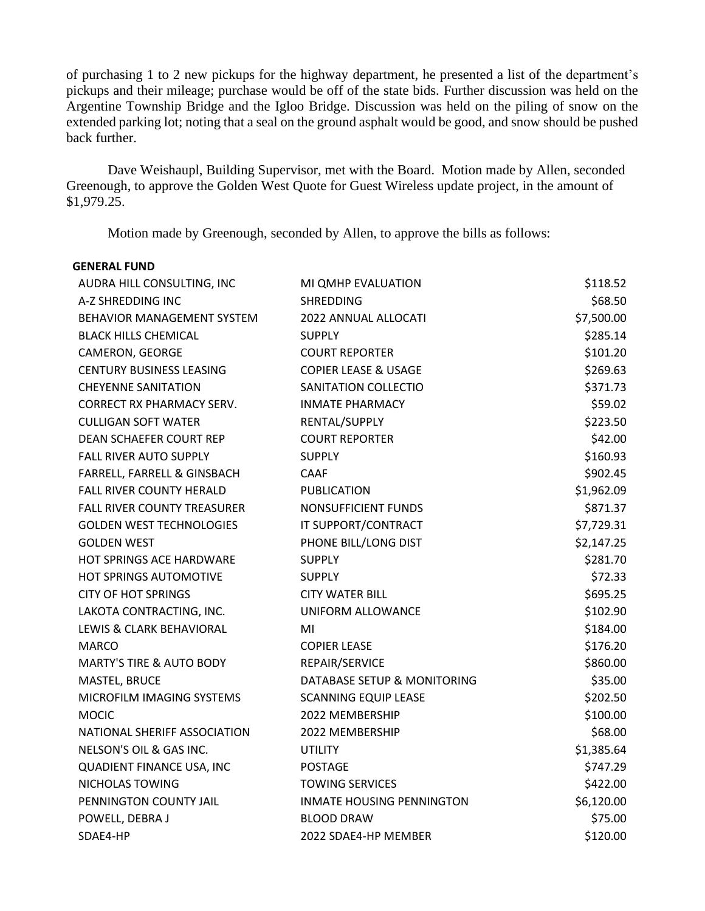of purchasing 1 to 2 new pickups for the highway department, he presented a list of the department's pickups and their mileage; purchase would be off of the state bids. Further discussion was held on the Argentine Township Bridge and the Igloo Bridge. Discussion was held on the piling of snow on the extended parking lot; noting that a seal on the ground asphalt would be good, and snow should be pushed back further.

Dave Weishaupl, Building Supervisor, met with the Board. Motion made by Allen, seconded Greenough, to approve the Golden West Quote for Guest Wireless update project, in the amount of $1,979.25.

Motion made by Greenough, seconded by Allen, to approve the bills as follows:

**GENERAL FUND**

| | | |
|---|---|---|
| AUDRA HILL CONSULTING, INC | MI QMHP EVALUATION | $118.52 |
| A-Z SHREDDING INC | SHREDDING | $68.50 |
| BEHAVIOR MANAGEMENT SYSTEM | 2022 ANNUAL ALLOCATI | $7,500.00 |
| BLACK HILLS CHEMICAL | SUPPLY | $285.14 |
| CAMERON, GEORGE | COURT REPORTER | $101.20 |
| CENTURY BUSINESS LEASING | COPIER LEASE & USAGE | $269.63 |
| CHEYENNE SANITATION | SANITATION COLLECTIO | $371.73 |
| CORRECT RX PHARMACY SERV. | INMATE PHARMACY | $59.02 |
| CULLIGAN SOFT WATER | RENTAL/SUPPLY | $223.50 |
| DEAN SCHAEFER COURT REP | COURT REPORTER | $42.00 |
| FALL RIVER AUTO SUPPLY | SUPPLY | $160.93 |
| FARRELL, FARRELL & GINSBACH | CAAF | $902.45 |
| FALL RIVER COUNTY HERALD | PUBLICATION | $1,962.09 |
| FALL RIVER COUNTY TREASURER | NONSUFFICIENT FUNDS | $871.37 |
| GOLDEN WEST TECHNOLOGIES | IT SUPPORT/CONTRACT | $7,729.31 |
| GOLDEN WEST | PHONE BILL/LONG DIST | $2,147.25 |
| HOT SPRINGS ACE HARDWARE | SUPPLY | $281.70 |
| HOT SPRINGS AUTOMOTIVE | SUPPLY | $72.33 |
| CITY OF HOT SPRINGS | CITY WATER BILL | $695.25 |
| LAKOTA CONTRACTING, INC. | UNIFORM ALLOWANCE | $102.90 |
| LEWIS & CLARK BEHAVIORAL | MI | $184.00 |
| MARCO | COPIER LEASE | $176.20 |
| MARTY'S TIRE & AUTO BODY | REPAIR/SERVICE | $860.00 |
| MASTEL, BRUCE | DATABASE SETUP & MONITORING | $35.00 |
| MICROFILM IMAGING SYSTEMS | SCANNING EQUIP LEASE | $202.50 |
| MOCIC | 2022 MEMBERSHIP | $100.00 |
| NATIONAL SHERIFF ASSOCIATION | 2022 MEMBERSHIP | $68.00 |
| NELSON'S OIL & GAS INC. | UTILITY | $1,385.64 |
| QUADIENT FINANCE USA, INC | POSTAGE | $747.29 |
| NICHOLAS TOWING | TOWING SERVICES | $422.00 |
| PENNINGTON COUNTY JAIL | INMATE HOUSING PENNINGTON | $6,120.00 |
| POWELL, DEBRA J | BLOOD DRAW | $75.00 |
| SDAE4-HP | 2022 SDAE4-HP MEMBER | $120.00 |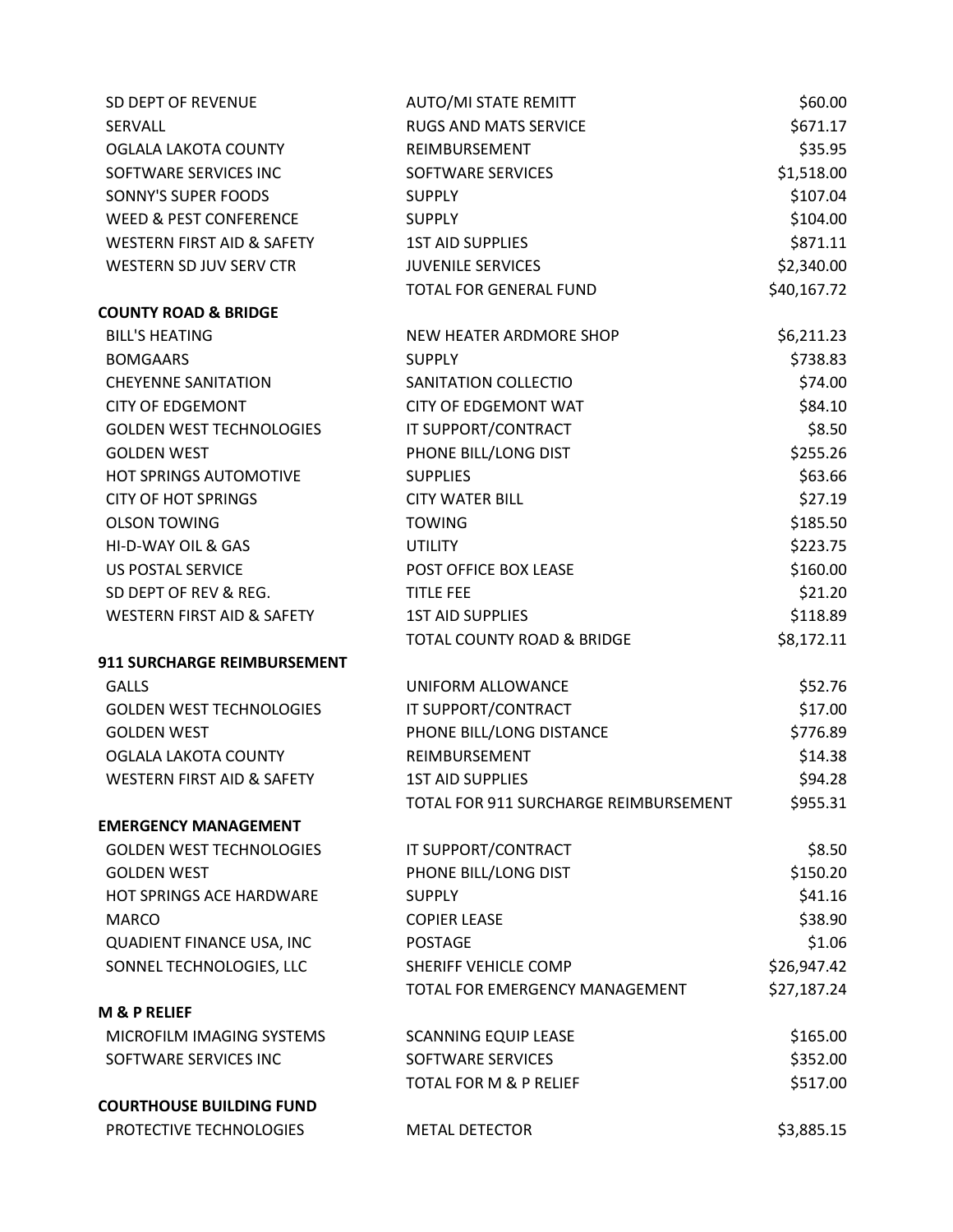| | | |
|---|---|---|
| SD DEPT OF REVENUE | AUTO/MI STATE REMITT | $60.00 |
| SERVALL | RUGS AND MATS SERVICE | $671.17 |
| OGLALA LAKOTA COUNTY | REIMBURSEMENT | $35.95 |
| SOFTWARE SERVICES INC | SOFTWARE SERVICES | $1,518.00 |
| SONNY'S SUPER FOODS | SUPPLY | $107.04 |
| WEED & PEST CONFERENCE | SUPPLY | $104.00 |
| WESTERN FIRST AID & SAFETY | 1ST AID SUPPLIES | $871.11 |
| WESTERN SD JUV SERV CTR | JUVENILE SERVICES | $2,340.00 |
| | TOTAL FOR GENERAL FUND | $40,167.72 |
| **COUNTY ROAD & BRIDGE** | | |
| BILL'S HEATING | NEW HEATER ARDMORE SHOP | $6,211.23 |
| BOMGAARS | SUPPLY | $738.83 |
| CHEYENNE SANITATION | SANITATION COLLECTIO | $74.00 |
| CITY OF EDGEMONT | CITY OF EDGEMONT WAT | $84.10 |
| GOLDEN WEST TECHNOLOGIES | IT SUPPORT/CONTRACT | $8.50 |
| GOLDEN WEST | PHONE BILL/LONG DIST | $255.26 |
| HOT SPRINGS AUTOMOTIVE | SUPPLIES | $63.66 |
| CITY OF HOT SPRINGS | CITY WATER BILL | $27.19 |
| OLSON TOWING | TOWING | $185.50 |
| HI-D-WAY OIL & GAS | UTILITY | $223.75 |
| US POSTAL SERVICE | POST OFFICE BOX LEASE | $160.00 |
| SD DEPT OF REV & REG. | TITLE FEE | $21.20 |
| WESTERN FIRST AID & SAFETY | 1ST AID SUPPLIES | $118.89 |
| | TOTAL COUNTY ROAD & BRIDGE | $8,172.11 |
| **911 SURCHARGE REIMBURSEMENT** | | |
| GALLS | UNIFORM ALLOWANCE | $52.76 |
| GOLDEN WEST TECHNOLOGIES | IT SUPPORT/CONTRACT | $17.00 |
| GOLDEN WEST | PHONE BILL/LONG DISTANCE | $776.89 |
| OGLALA LAKOTA COUNTY | REIMBURSEMENT | $14.38 |
| WESTERN FIRST AID & SAFETY | 1ST AID SUPPLIES | $94.28 |
| | TOTAL FOR 911 SURCHARGE REIMBURSEMENT | $955.31 |
| **EMERGENCY MANAGEMENT** | | |
| GOLDEN WEST TECHNOLOGIES | IT SUPPORT/CONTRACT | $8.50 |
| GOLDEN WEST | PHONE BILL/LONG DIST | $150.20 |
| HOT SPRINGS ACE HARDWARE | SUPPLY | $41.16 |
| MARCO | COPIER LEASE | $38.90 |
| QUADIENT FINANCE USA, INC | POSTAGE | $1.06 |
| SONNEL TECHNOLOGIES, LLC | SHERIFF VEHICLE COMP | $26,947.42 |
| | TOTAL FOR EMERGENCY MANAGEMENT | $27,187.24 |
| **M & P RELIEF** | | |
| MICROFILM IMAGING SYSTEMS | SCANNING EQUIP LEASE | $165.00 |
| SOFTWARE SERVICES INC | SOFTWARE SERVICES | $352.00 |
| | TOTAL FOR M & P RELIEF | $517.00 |
| **COURTHOUSE BUILDING FUND** | | |
| PROTECTIVE TECHNOLOGIES | METAL DETECTOR | $3,885.15 |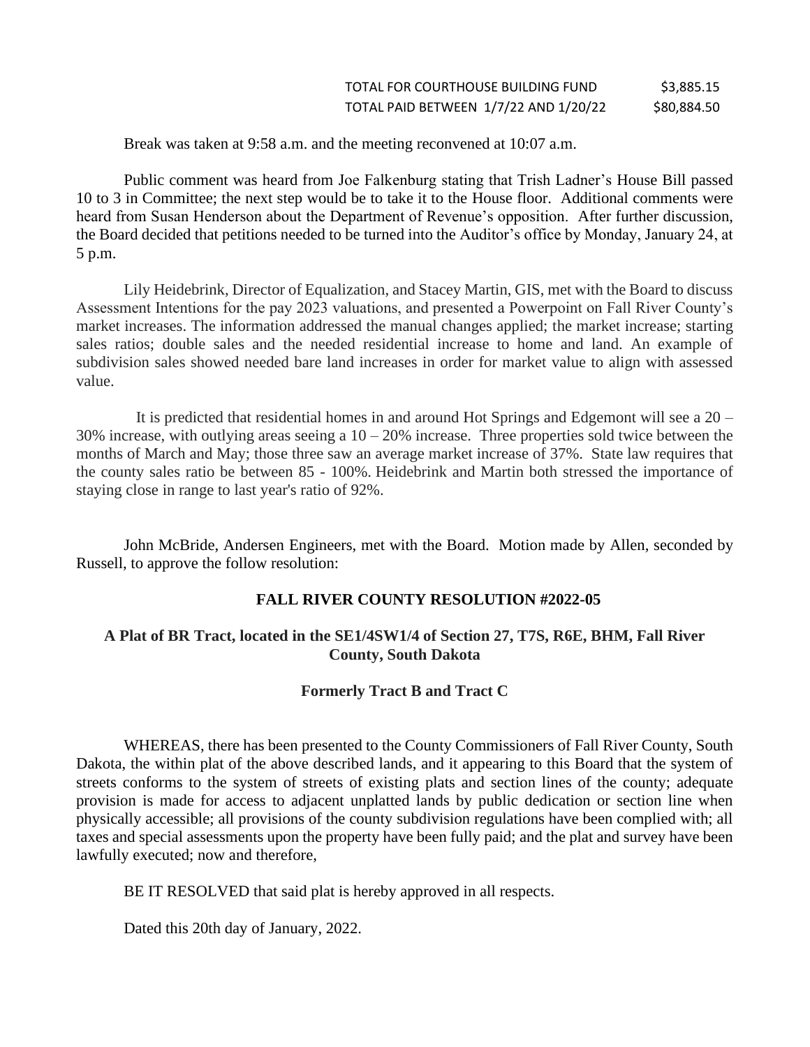| | |
|---|---|
| TOTAL FOR COURTHOUSE BUILDING FUND | $3,885.15 |
| TOTAL PAID BETWEEN 1/7/22 AND 1/20/22 | $80,884.50 |

Break was taken at 9:58 a.m. and the meeting reconvened at 10:07 a.m.

Public comment was heard from Joe Falkenburg stating that Trish Ladner's House Bill passed 10 to 3 in Committee; the next step would be to take it to the House floor. Additional comments were heard from Susan Henderson about the Department of Revenue's opposition. After further discussion, the Board decided that petitions needed to be turned into the Auditor's office by Monday, January 24, at 5 p.m.

Lily Heidebrink, Director of Equalization, and Stacey Martin, GIS, met with the Board to discuss Assessment Intentions for the pay 2023 valuations, and presented a Powerpoint on Fall River County's market increases. The information addressed the manual changes applied; the market increase; starting sales ratios; double sales and the needed residential increase to home and land. An example of subdivision sales showed needed bare land increases in order for market value to align with assessed value.

It is predicted that residential homes in and around Hot Springs and Edgemont will see a 20 – 30% increase, with outlying areas seeing a 10 – 20% increase. Three properties sold twice between the months of March and May; those three saw an average market increase of 37%. State law requires that the county sales ratio be between 85 - 100%. Heidebrink and Martin both stressed the importance of staying close in range to last year's ratio of 92%.

John McBride, Andersen Engineers, met with the Board. Motion made by Allen, seconded by Russell, to approve the follow resolution:

**FALL RIVER COUNTY RESOLUTION #2022-05**

**A Plat of BR Tract, located in the SE1/4SW1/4 of Section 27, T7S, R6E, BHM, Fall River County, South Dakota**

**Formerly Tract B and Tract C**

WHEREAS, there has been presented to the County Commissioners of Fall River County, South Dakota, the within plat of the above described lands, and it appearing to this Board that the system of streets conforms to the system of streets of existing plats and section lines of the county; adequate provision is made for access to adjacent unplatted lands by public dedication or section line when physically accessible; all provisions of the county subdivision regulations have been complied with; all taxes and special assessments upon the property have been fully paid; and the plat and survey have been lawfully executed; now and therefore,

BE IT RESOLVED that said plat is hereby approved in all respects.

Dated this 20th day of January, 2022.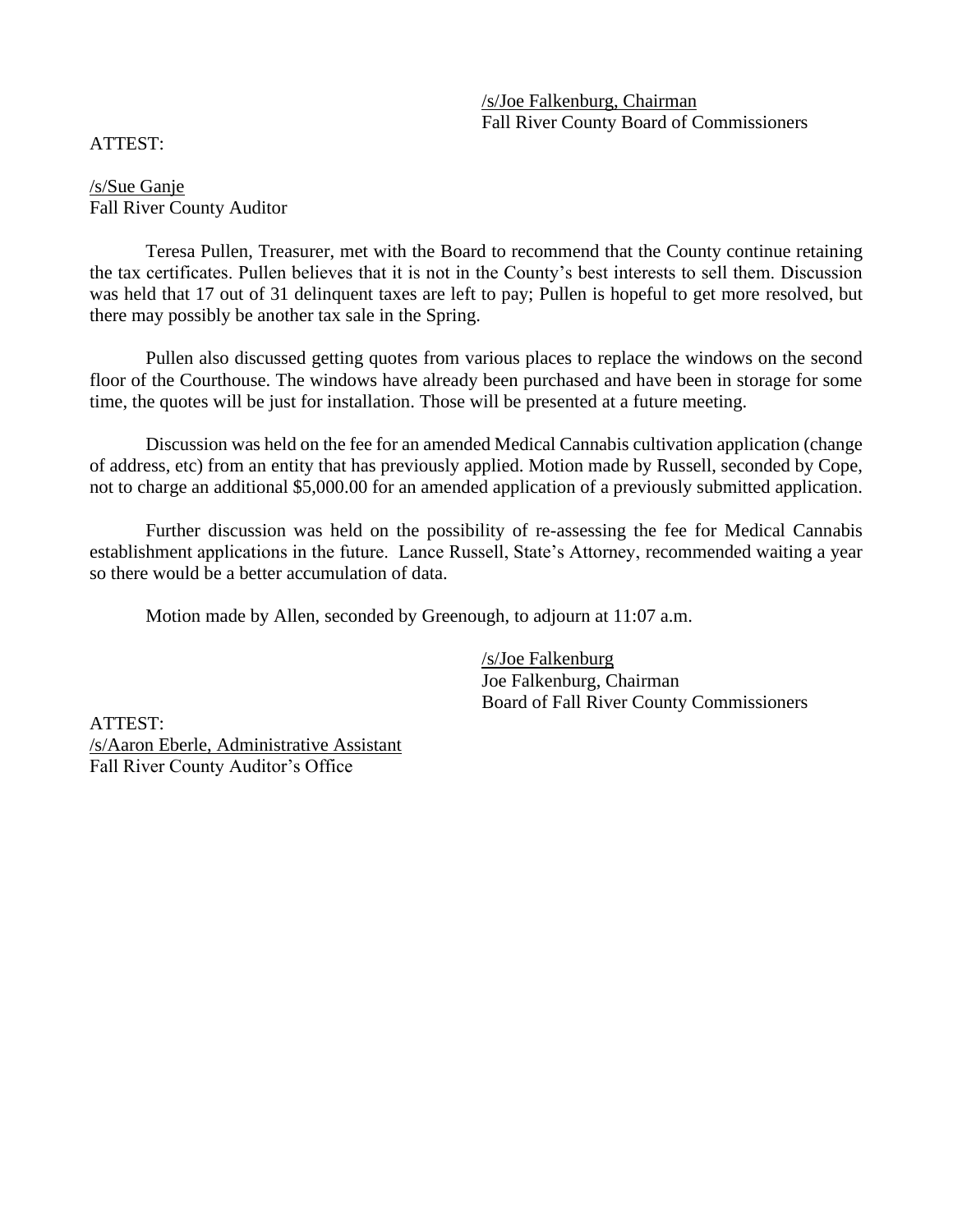/s/Joe Falkenburg, Chairman
Fall River County Board of Commissioners

ATTEST:

/s/Sue Ganje
Fall River County Auditor

Teresa Pullen, Treasurer, met with the Board to recommend that the County continue retaining the tax certificates. Pullen believes that it is not in the County's best interests to sell them. Discussion was held that 17 out of 31 delinquent taxes are left to pay; Pullen is hopeful to get more resolved, but there may possibly be another tax sale in the Spring.

Pullen also discussed getting quotes from various places to replace the windows on the second floor of the Courthouse. The windows have already been purchased and have been in storage for some time, the quotes will be just for installation. Those will be presented at a future meeting.

Discussion was held on the fee for an amended Medical Cannabis cultivation application (change of address, etc) from an entity that has previously applied. Motion made by Russell, seconded by Cope, not to charge an additional $5,000.00 for an amended application of a previously submitted application.

Further discussion was held on the possibility of re-assessing the fee for Medical Cannabis establishment applications in the future. Lance Russell, State's Attorney, recommended waiting a year so there would be a better accumulation of data.

Motion made by Allen, seconded by Greenough, to adjourn at 11:07 a.m.

/s/Joe Falkenburg
Joe Falkenburg, Chairman
Board of Fall River County Commissioners

ATTEST:
/s/Aaron Eberle, Administrative Assistant
Fall River County Auditor's Office